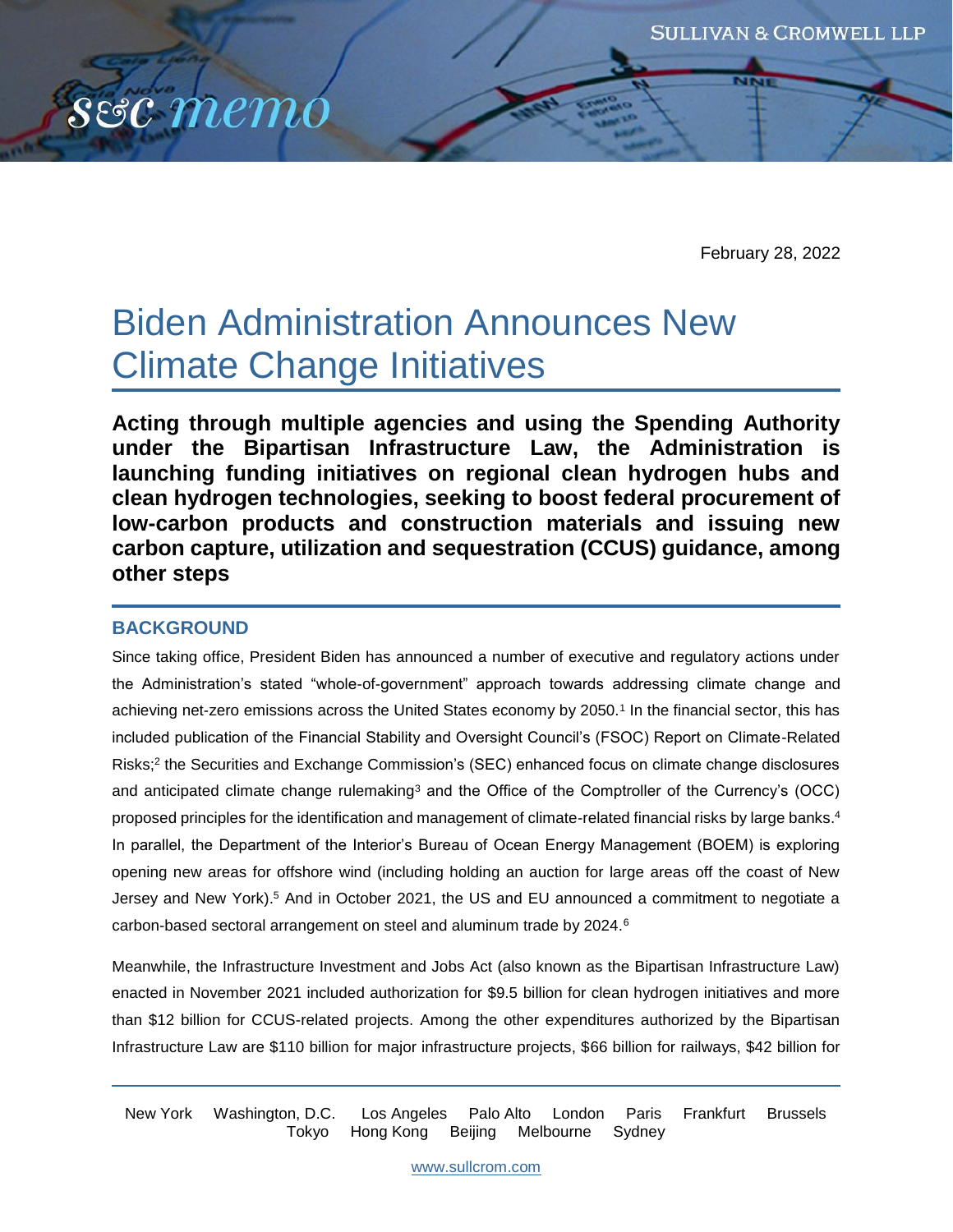February 28, 2022

# Biden Administration Announces New Climate Change Initiatives

**Acting through multiple agencies and using the Spending Authority under the Bipartisan Infrastructure Law, the Administration is launching funding initiatives on regional clean hydrogen hubs and clean hydrogen technologies, seeking to boost federal procurement of low-carbon products and construction materials and issuing new carbon capture, utilization and sequestration (CCUS) guidance, among other steps**

## BACKGROUND

Since taking office, President Biden has announced a number of executive and regulatory actions under the Administration's stated "whole-of-government" approach towards addressing climate change and achieving net-zero emissions across the United States economy by 2050.[1] In the financial sector, this has included publication of the Financial Stability and Oversight Council's (FSOC) Report on Climate-Related Risks;[2] the Securities and Exchange Commission's (SEC) enhanced focus on climate change disclosures and anticipated climate change rulemaking[3] and the Office of the Comptroller of the Currency's (OCC) proposed principles for the identification and management of climate-related financial risks by large banks.[4] In parallel, the Department of the Interior's Bureau of Ocean Energy Management (BOEM) is exploring opening new areas for offshore wind (including holding an auction for large areas off the coast of New Jersey and New York).[5] And in October 2021, the US and EU announced a commitment to negotiate a carbon-based sectoral arrangement on steel and aluminum trade by 2024.[6]

Meanwhile, the Infrastructure Investment and Jobs Act (also known as the Bipartisan Infrastructure Law) enacted in November 2021 included authorization for $9.5 billion for clean hydrogen initiatives and more than $12 billion for CCUS-related projects. Among the other expenditures authorized by the Bipartisan Infrastructure Law are $110 billion for major infrastructure projects, $66 billion for railways, $42 billion for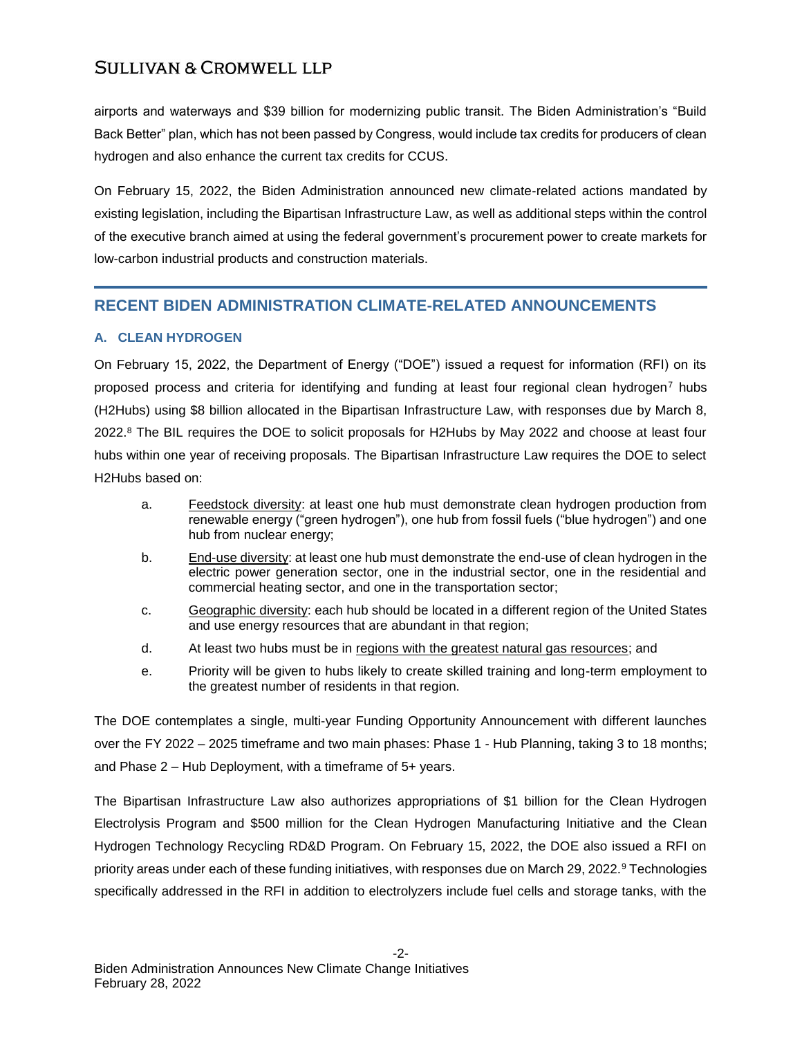airports and waterways and $39 billion for modernizing public transit. The Biden Administration's "Build Back Better" plan, which has not been passed by Congress, would include tax credits for producers of clean hydrogen and also enhance the current tax credits for CCUS.

On February 15, 2022, the Biden Administration announced new climate-related actions mandated by existing legislation, including the Bipartisan Infrastructure Law, as well as additional steps within the control of the executive branch aimed at using the federal government's procurement power to create markets for low-carbon industrial products and construction materials.

## RECENT BIDEN ADMINISTRATION CLIMATE-RELATED ANNOUNCEMENTS

### A. CLEAN HYDROGEN

On February 15, 2022, the Department of Energy ("DOE") issued a request for information (RFI) on its proposed process and criteria for identifying and funding at least four regional clean hydrogen[7] hubs (H2Hubs) using $8 billion allocated in the Bipartisan Infrastructure Law, with responses due by March 8, 2022.[8] The BIL requires the DOE to solicit proposals for H2Hubs by May 2022 and choose at least four hubs within one year of receiving proposals. The Bipartisan Infrastructure Law requires the DOE to select H2Hubs based on:

a. Feedstock diversity: at least one hub must demonstrate clean hydrogen production from renewable energy ("green hydrogen"), one hub from fossil fuels ("blue hydrogen") and one hub from nuclear energy;

b. End-use diversity: at least one hub must demonstrate the end-use of clean hydrogen in the electric power generation sector, one in the industrial sector, one in the residential and commercial heating sector, and one in the transportation sector;

c. Geographic diversity: each hub should be located in a different region of the United States and use energy resources that are abundant in that region;

d. At least two hubs must be in regions with the greatest natural gas resources; and

e. Priority will be given to hubs likely to create skilled training and long-term employment to the greatest number of residents in that region.

The DOE contemplates a single, multi-year Funding Opportunity Announcement with different launches over the FY 2022 – 2025 timeframe and two main phases: Phase 1 - Hub Planning, taking 3 to 18 months; and Phase 2 – Hub Deployment, with a timeframe of 5+ years.

The Bipartisan Infrastructure Law also authorizes appropriations of $1 billion for the Clean Hydrogen Electrolysis Program and $500 million for the Clean Hydrogen Manufacturing Initiative and the Clean Hydrogen Technology Recycling RD&D Program. On February 15, 2022, the DOE also issued a RFI on priority areas under each of these funding initiatives, with responses due on March 29, 2022.[9] Technologies specifically addressed in the RFI in addition to electrolyzers include fuel cells and storage tanks, with the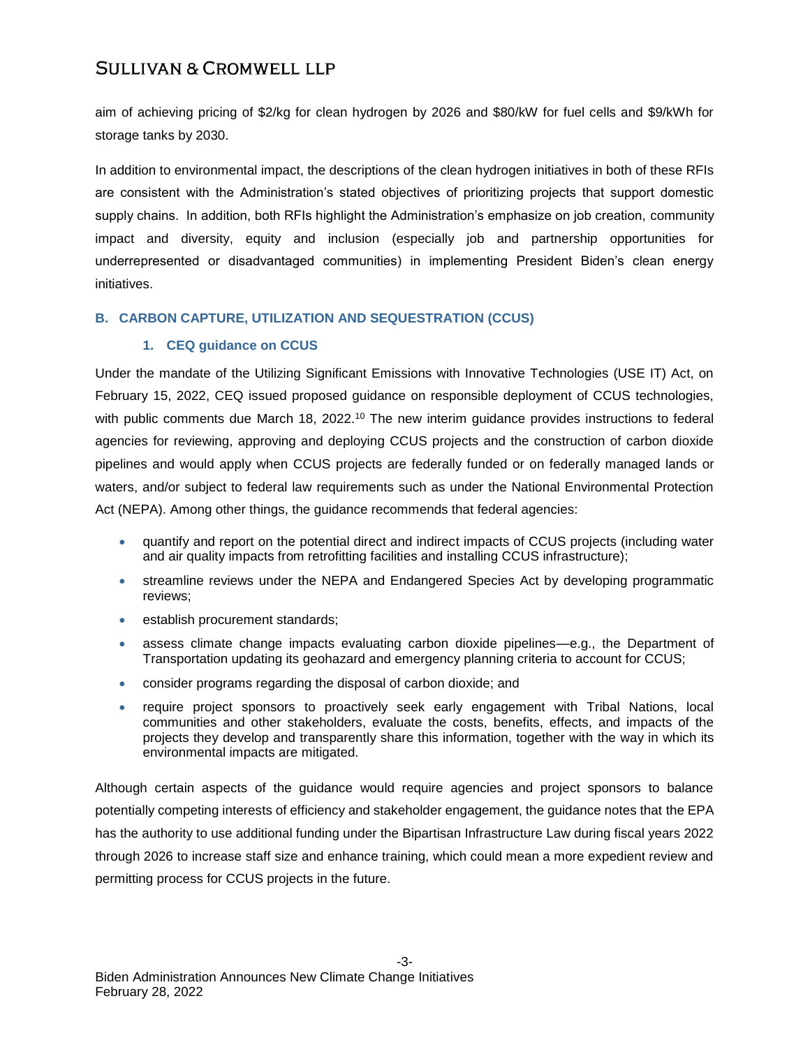aim of achieving pricing of $2/kg for clean hydrogen by 2026 and $80/kW for fuel cells and $9/kWh for storage tanks by 2030.

In addition to environmental impact, the descriptions of the clean hydrogen initiatives in both of these RFIs are consistent with the Administration's stated objectives of prioritizing projects that support domestic supply chains. In addition, both RFIs highlight the Administration's emphasize on job creation, community impact and diversity, equity and inclusion (especially job and partnership opportunities for underrepresented or disadvantaged communities) in implementing President Biden's clean energy initiatives.

### B. CARBON CAPTURE, UTILIZATION AND SEQUESTRATION (CCUS)

#### 1. CEQ guidance on CCUS

Under the mandate of the Utilizing Significant Emissions with Innovative Technologies (USE IT) Act, on February 15, 2022, CEQ issued proposed guidance on responsible deployment of CCUS technologies, with public comments due March 18, 2022.[10] The new interim guidance provides instructions to federal agencies for reviewing, approving and deploying CCUS projects and the construction of carbon dioxide pipelines and would apply when CCUS projects are federally funded or on federally managed lands or waters, and/or subject to federal law requirements such as under the National Environmental Protection Act (NEPA). Among other things, the guidance recommends that federal agencies:

- quantify and report on the potential direct and indirect impacts of CCUS projects (including water and air quality impacts from retrofitting facilities and installing CCUS infrastructure);
- streamline reviews under the NEPA and Endangered Species Act by developing programmatic reviews;
- establish procurement standards;
- assess climate change impacts evaluating carbon dioxide pipelines—e.g., the Department of Transportation updating its geohazard and emergency planning criteria to account for CCUS;
- consider programs regarding the disposal of carbon dioxide; and
- require project sponsors to proactively seek early engagement with Tribal Nations, local communities and other stakeholders, evaluate the costs, benefits, effects, and impacts of the projects they develop and transparently share this information, together with the way in which its environmental impacts are mitigated.

Although certain aspects of the guidance would require agencies and project sponsors to balance potentially competing interests of efficiency and stakeholder engagement, the guidance notes that the EPA has the authority to use additional funding under the Bipartisan Infrastructure Law during fiscal years 2022 through 2026 to increase staff size and enhance training, which could mean a more expedient review and permitting process for CCUS projects in the future.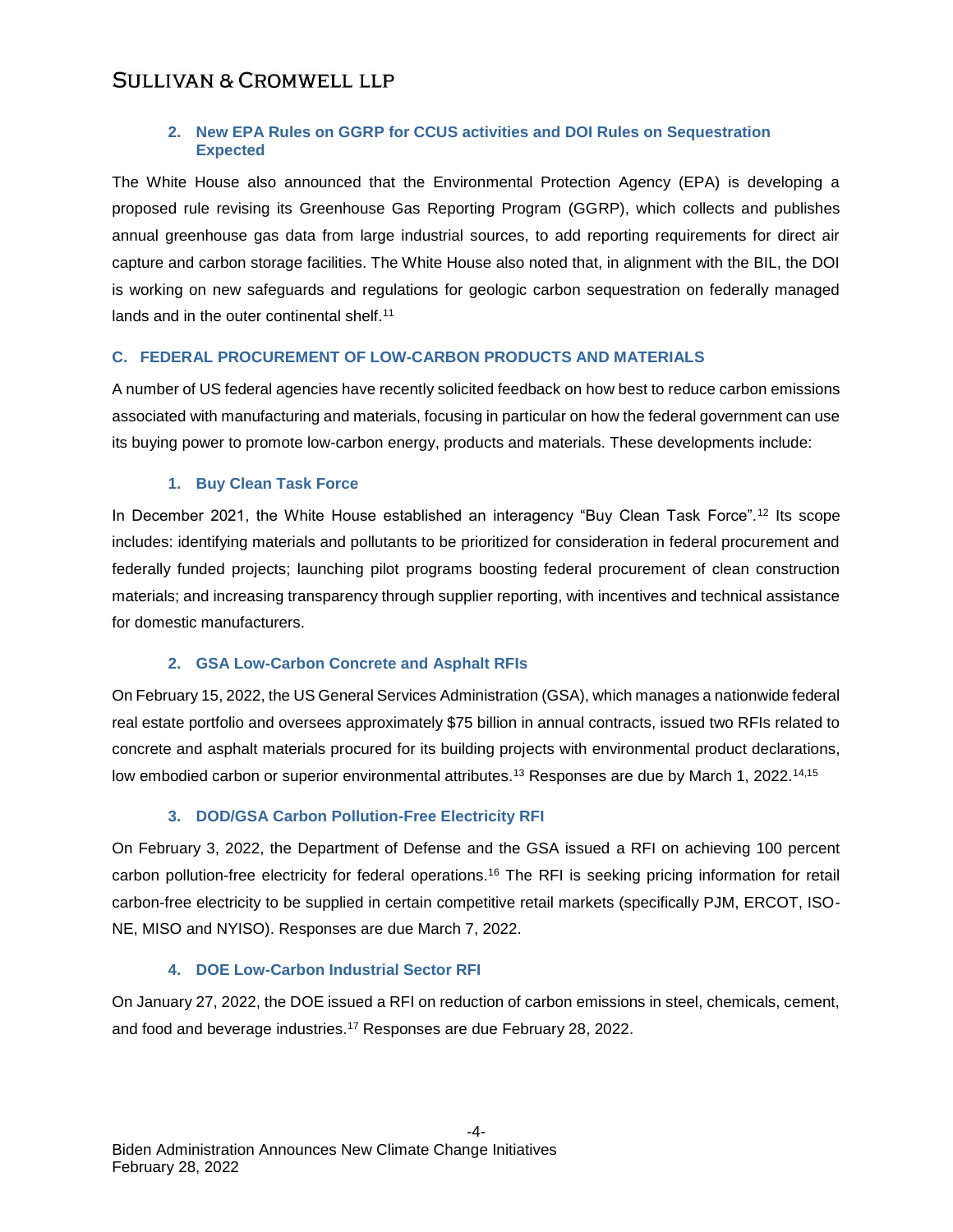### 2. New EPA Rules on GGRP for CCUS activities and DOI Rules on Sequestration Expected

The White House also announced that the Environmental Protection Agency (EPA) is developing a proposed rule revising its Greenhouse Gas Reporting Program (GGRP), which collects and publishes annual greenhouse gas data from large industrial sources, to add reporting requirements for direct air capture and carbon storage facilities. The White House also noted that, in alignment with the BIL, the DOI is working on new safeguards and regulations for geologic carbon sequestration on federally managed lands and in the outer continental shelf.[11]

## C. FEDERAL PROCUREMENT OF LOW-CARBON PRODUCTS AND MATERIALS

A number of US federal agencies have recently solicited feedback on how best to reduce carbon emissions associated with manufacturing and materials, focusing in particular on how the federal government can use its buying power to promote low-carbon energy, products and materials. These developments include:

### 1. Buy Clean Task Force

In December 2021, the White House established an interagency "Buy Clean Task Force".[12] Its scope includes: identifying materials and pollutants to be prioritized for consideration in federal procurement and federally funded projects; launching pilot programs boosting federal procurement of clean construction materials; and increasing transparency through supplier reporting, with incentives and technical assistance for domestic manufacturers.

### 2. GSA Low-Carbon Concrete and Asphalt RFIs

On February 15, 2022, the US General Services Administration (GSA), which manages a nationwide federal real estate portfolio and oversees approximately $75 billion in annual contracts, issued two RFIs related to concrete and asphalt materials procured for its building projects with environmental product declarations, low embodied carbon or superior environmental attributes.[13] Responses are due by March 1, 2022.[14,15]

### 3. DOD/GSA Carbon Pollution-Free Electricity RFI

On February 3, 2022, the Department of Defense and the GSA issued a RFI on achieving 100 percent carbon pollution-free electricity for federal operations.[16] The RFI is seeking pricing information for retail carbon-free electricity to be supplied in certain competitive retail markets (specifically PJM, ERCOT, ISO-NE, MISO and NYISO). Responses are due March 7, 2022.

### 4. DOE Low-Carbon Industrial Sector RFI

On January 27, 2022, the DOE issued a RFI on reduction of carbon emissions in steel, chemicals, cement, and food and beverage industries.[17] Responses are due February 28, 2022.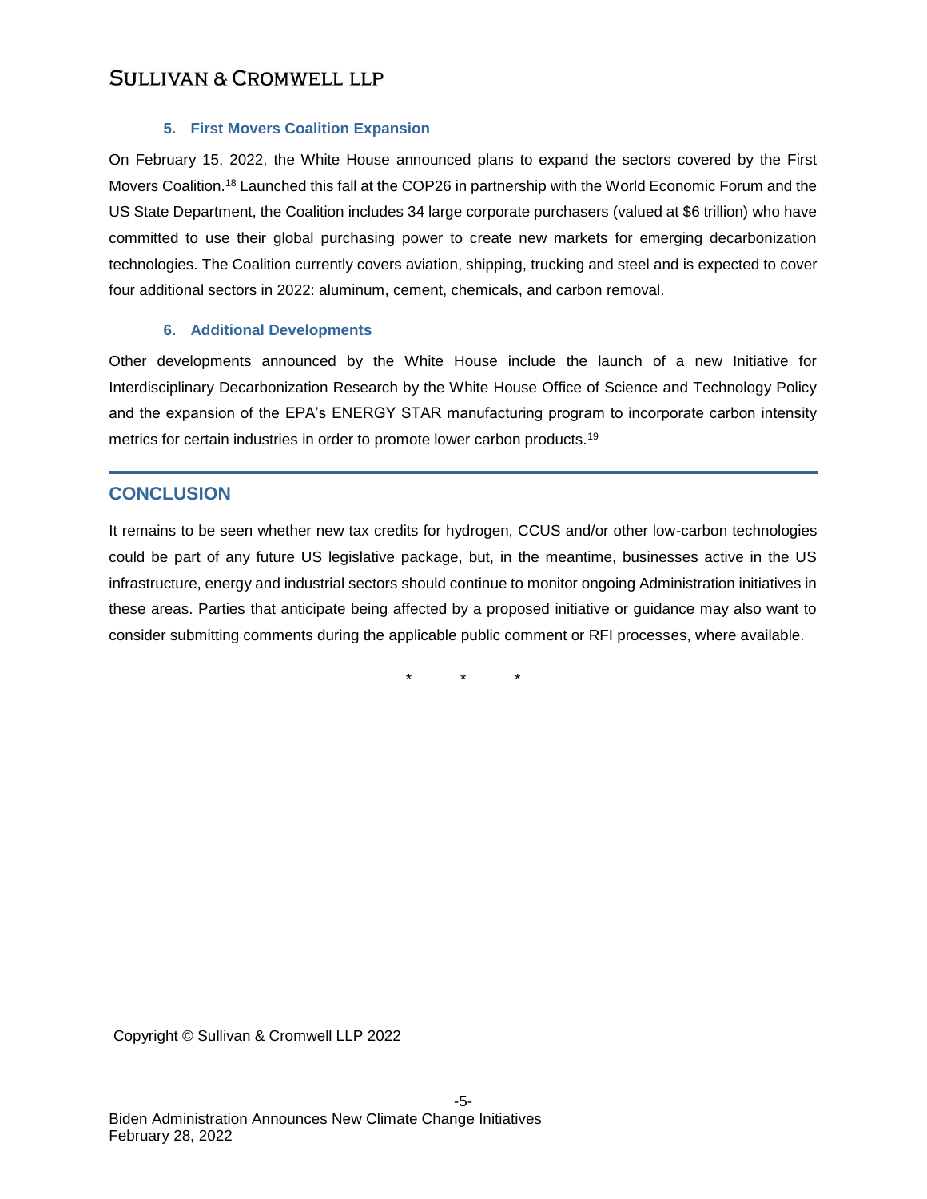### 5. First Movers Coalition Expansion

On February 15, 2022, the White House announced plans to expand the sectors covered by the First Movers Coalition.[18] Launched this fall at the COP26 in partnership with the World Economic Forum and the US State Department, the Coalition includes 34 large corporate purchasers (valued at $6 trillion) who have committed to use their global purchasing power to create new markets for emerging decarbonization technologies. The Coalition currently covers aviation, shipping, trucking and steel and is expected to cover four additional sectors in 2022: aluminum, cement, chemicals, and carbon removal.

### 6. Additional Developments

Other developments announced by the White House include the launch of a new Initiative for Interdisciplinary Decarbonization Research by the White House Office of Science and Technology Policy and the expansion of the EPA's ENERGY STAR manufacturing program to incorporate carbon intensity metrics for certain industries in order to promote lower carbon products.[19]

## CONCLUSION

It remains to be seen whether new tax credits for hydrogen, CCUS and/or other low-carbon technologies could be part of any future US legislative package, but, in the meantime, businesses active in the US infrastructure, energy and industrial sectors should continue to monitor ongoing Administration initiatives in these areas. Parties that anticipate being affected by a proposed initiative or guidance may also want to consider submitting comments during the applicable public comment or RFI processes, where available.

\* \* \*

Copyright © Sullivan & Cromwell LLP 2022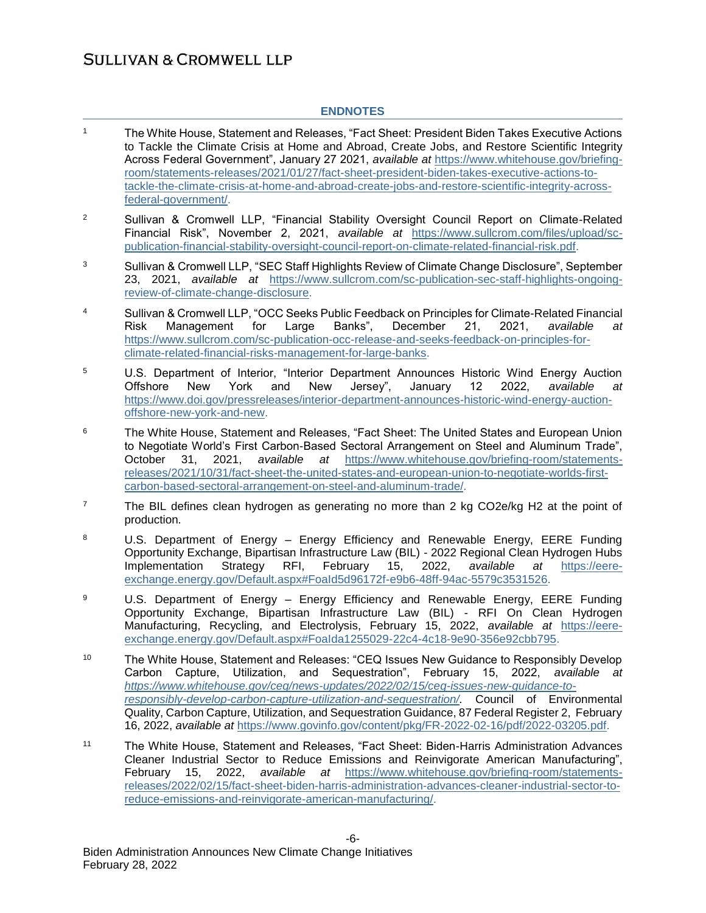## ENDNOTES

1 The White House, Statement and Releases, "Fact Sheet: President Biden Takes Executive Actions to Tackle the Climate Crisis at Home and Abroad, Create Jobs, and Restore Scientific Integrity Across Federal Government", January 27 2021, *available at* https://www.whitehouse.gov/briefing-room/statements-releases/2021/01/27/fact-sheet-president-biden-takes-executive-actions-to-tackle-the-climate-crisis-at-home-and-abroad-create-jobs-and-restore-scientific-integrity-across-federal-government/.

2 Sullivan & Cromwell LLP, "Financial Stability Oversight Council Report on Climate-Related Financial Risk", November 2, 2021, *available at* https://www.sullcrom.com/files/upload/sc-publication-financial-stability-oversight-council-report-on-climate-related-financial-risk.pdf.

3 Sullivan & Cromwell LLP, "SEC Staff Highlights Review of Climate Change Disclosure", September 23, 2021, *available at* https://www.sullcrom.com/sc-publication-sec-staff-highlights-ongoing-review-of-climate-change-disclosure.

4 Sullivan & Cromwell LLP, "OCC Seeks Public Feedback on Principles for Climate-Related Financial Risk Management for Large Banks", December 21, 2021, *available at* https://www.sullcrom.com/sc-publication-occ-release-and-seeks-feedback-on-principles-for-climate-related-financial-risks-management-for-large-banks.

5 U.S. Department of Interior, "Interior Department Announces Historic Wind Energy Auction Offshore New York and New Jersey", January 12 2022, *available at* https://www.doi.gov/pressreleases/interior-department-announces-historic-wind-energy-auction-offshore-new-york-and-new.

6 The White House, Statement and Releases, "Fact Sheet: The United States and European Union to Negotiate World's First Carbon-Based Sectoral Arrangement on Steel and Aluminum Trade", October 31, 2021, *available at* https://www.whitehouse.gov/briefing-room/statements-releases/2021/10/31/fact-sheet-the-united-states-and-european-union-to-negotiate-worlds-first-carbon-based-sectoral-arrangement-on-steel-and-aluminum-trade/.

7 The BIL defines clean hydrogen as generating no more than 2 kg CO2e/kg H2 at the point of production.

8 U.S. Department of Energy – Energy Efficiency and Renewable Energy, EERE Funding Opportunity Exchange, Bipartisan Infrastructure Law (BIL) - 2022 Regional Clean Hydrogen Hubs Implementation Strategy RFI, February 15, 2022, *available at* https://eere-exchange.energy.gov/Default.aspx#FoaId5d96172f-e9b6-48ff-94ac-5579c3531526.

9 U.S. Department of Energy – Energy Efficiency and Renewable Energy, EERE Funding Opportunity Exchange, Bipartisan Infrastructure Law (BIL) - RFI On Clean Hydrogen Manufacturing, Recycling, and Electrolysis, February 15, 2022, *available at* https://eere-exchange.energy.gov/Default.aspx#FoaIda1255029-22c4-4c18-9e90-356e92cbb795.

10 The White House, Statement and Releases: "CEQ Issues New Guidance to Responsibly Develop Carbon Capture, Utilization, and Sequestration", February 15, 2022, *available at https://www.whitehouse.gov/ceq/news-updates/2022/02/15/ceq-issues-new-guidance-to-responsibly-develop-carbon-capture-utilization-and-sequestration/*. Council of Environmental Quality, Carbon Capture, Utilization, and Sequestration Guidance, 87 Federal Register 2, February 16, 2022, *available at* https://www.govinfo.gov/content/pkg/FR-2022-02-16/pdf/2022-03205.pdf.

11 The White House, Statement and Releases, "Fact Sheet: Biden-Harris Administration Advances Cleaner Industrial Sector to Reduce Emissions and Reinvigorate American Manufacturing", February 15, 2022, *available at* https://www.whitehouse.gov/briefing-room/statements-releases/2022/02/15/fact-sheet-biden-harris-administration-advances-cleaner-industrial-sector-to-reduce-emissions-and-reinvigorate-american-manufacturing/.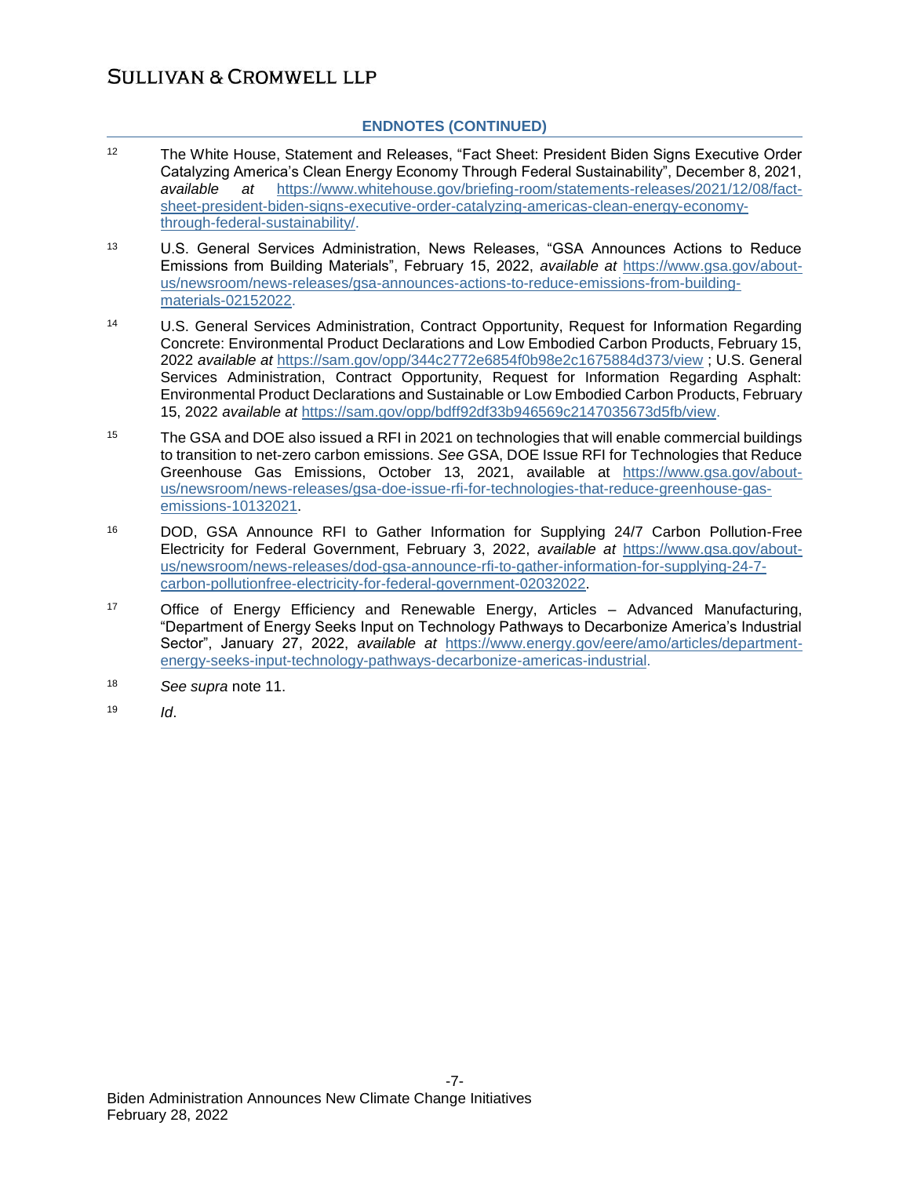**ENDNOTES (CONTINUED)**

12 The White House, Statement and Releases, "Fact Sheet: President Biden Signs Executive Order Catalyzing America's Clean Energy Economy Through Federal Sustainability", December 8, 2021, *available at* https://www.whitehouse.gov/briefing-room/statements-releases/2021/12/08/fact-sheet-president-biden-signs-executive-order-catalyzing-americas-clean-energy-economy-through-federal-sustainability/.

13 U.S. General Services Administration, News Releases, "GSA Announces Actions to Reduce Emissions from Building Materials", February 15, 2022, *available at* https://www.gsa.gov/about-us/newsroom/news-releases/gsa-announces-actions-to-reduce-emissions-from-building-materials-02152022.

14 U.S. General Services Administration, Contract Opportunity, Request for Information Regarding Concrete: Environmental Product Declarations and Low Embodied Carbon Products, February 15, 2022 *available at* https://sam.gov/opp/344c2772e6854f0b98e2c1675884d373/view ; U.S. General Services Administration, Contract Opportunity, Request for Information Regarding Asphalt: Environmental Product Declarations and Sustainable or Low Embodied Carbon Products, February 15, 2022 *available at* https://sam.gov/opp/bdff92df33b946569c2147035673d5fb/view.

15 The GSA and DOE also issued a RFI in 2021 on technologies that will enable commercial buildings to transition to net-zero carbon emissions. *See* GSA, DOE Issue RFI for Technologies that Reduce Greenhouse Gas Emissions, October 13, 2021, available at https://www.gsa.gov/about-us/newsroom/news-releases/gsa-doe-issue-rfi-for-technologies-that-reduce-greenhouse-gas-emissions-10132021.

16 DOD, GSA Announce RFI to Gather Information for Supplying 24/7 Carbon Pollution-Free Electricity for Federal Government, February 3, 2022, *available at* https://www.gsa.gov/about-us/newsroom/news-releases/dod-gsa-announce-rfi-to-gather-information-for-supplying-24-7-carbon-pollutionfree-electricity-for-federal-government-02032022.

17 Office of Energy Efficiency and Renewable Energy, Articles – Advanced Manufacturing, "Department of Energy Seeks Input on Technology Pathways to Decarbonize America's Industrial Sector", January 27, 2022, *available at* https://www.energy.gov/eere/amo/articles/department-energy-seeks-input-technology-pathways-decarbonize-americas-industrial.

18 *See supra* note 11.

19 *Id*.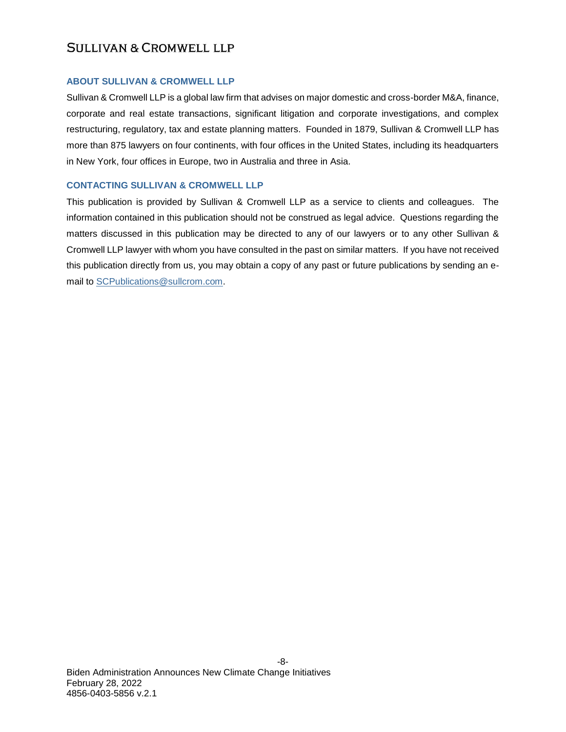## ABOUT SULLIVAN & CROMWELL LLP

Sullivan & Cromwell LLP is a global law firm that advises on major domestic and cross-border M&A, finance, corporate and real estate transactions, significant litigation and corporate investigations, and complex restructuring, regulatory, tax and estate planning matters. Founded in 1879, Sullivan & Cromwell LLP has more than 875 lawyers on four continents, with four offices in the United States, including its headquarters in New York, four offices in Europe, two in Australia and three in Asia.

## CONTACTING SULLIVAN & CROMWELL LLP

This publication is provided by Sullivan & Cromwell LLP as a service to clients and colleagues. The information contained in this publication should not be construed as legal advice. Questions regarding the matters discussed in this publication may be directed to any of our lawyers or to any other Sullivan & Cromwell LLP lawyer with whom you have consulted in the past on similar matters. If you have not received this publication directly from us, you may obtain a copy of any past or future publications by sending an e-mail to SCPublications@sullcrom.com.